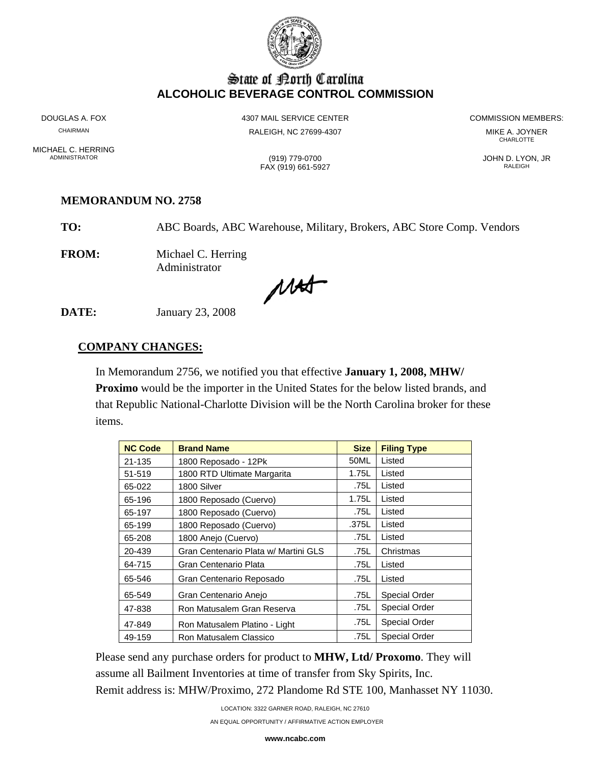# State of North Carolina
## ALCOHOLIC BEVERAGE CONTROL COMMISSION

DOUGLAS A. FOX
CHAIRMAN

MICHAEL C. HERRING
ADMINISTRATOR

4307 MAIL SERVICE CENTER
RALEIGH, NC 27699-4307

(919) 779-0700
FAX (919) 661-5927

COMMISSION MEMBERS:
MIKE A. JOYNER
CHARLOTTE

JOHN D. LYON, JR
RALEIGH

**MEMORANDUM NO. 2758**

**TO:** ABC Boards, ABC Warehouse, Military, Brokers, ABC Store Comp. Vendors

**FROM:** Michael C. Herring
Administrator

**DATE:** January 23, 2008

**COMPANY CHANGES:**

In Memorandum 2756, we notified you that effective **January 1, 2008, MHW/ Proximo** would be the importer in the United States for the below listed brands, and that Republic National-Charlotte Division will be the North Carolina broker for these items.

| NC Code | Brand Name | Size | Filing Type |
|---|---|---|---|
| 21-135 | 1800 Reposado - 12Pk | 50ML | Listed |
| 51-519 | 1800 RTD Ultimate Margarita | 1.75L | Listed |
| 65-022 | 1800 Silver | .75L | Listed |
| 65-196 | 1800 Reposado (Cuervo) | 1.75L | Listed |
| 65-197 | 1800 Reposado (Cuervo) | .75L | Listed |
| 65-199 | 1800 Reposado (Cuervo) | .375L | Listed |
| 65-208 | 1800 Anejo (Cuervo) | .75L | Listed |
| 20-439 | Gran Centenario Plata w/ Martini GLS | .75L | Christmas |
| 64-715 | Gran Centenario Plata | .75L | Listed |
| 65-546 | Gran Centenario Reposado | .75L | Listed |
| 65-549 | Gran Centenario Anejo | .75L | Special Order |
| 47-838 | Ron Matusalem Gran Reserva | .75L | Special Order |
| 47-849 | Ron Matusalem Platino - Light | .75L | Special Order |
| 49-159 | Ron Matusalem Classico | .75L | Special Order |

Please send any purchase orders for product to **MHW, Ltd/ Proxomo**. They will assume all Bailment Inventories at time of transfer from Sky Spirits, Inc.
Remit address is: MHW/Proximo, 272 Plandome Rd STE 100, Manhasset NY 11030.

LOCATION: 3322 GARNER ROAD, RALEIGH, NC 27610

AN EQUAL OPPORTUNITY / AFFIRMATIVE ACTION EMPLOYER

**www.ncabc.com**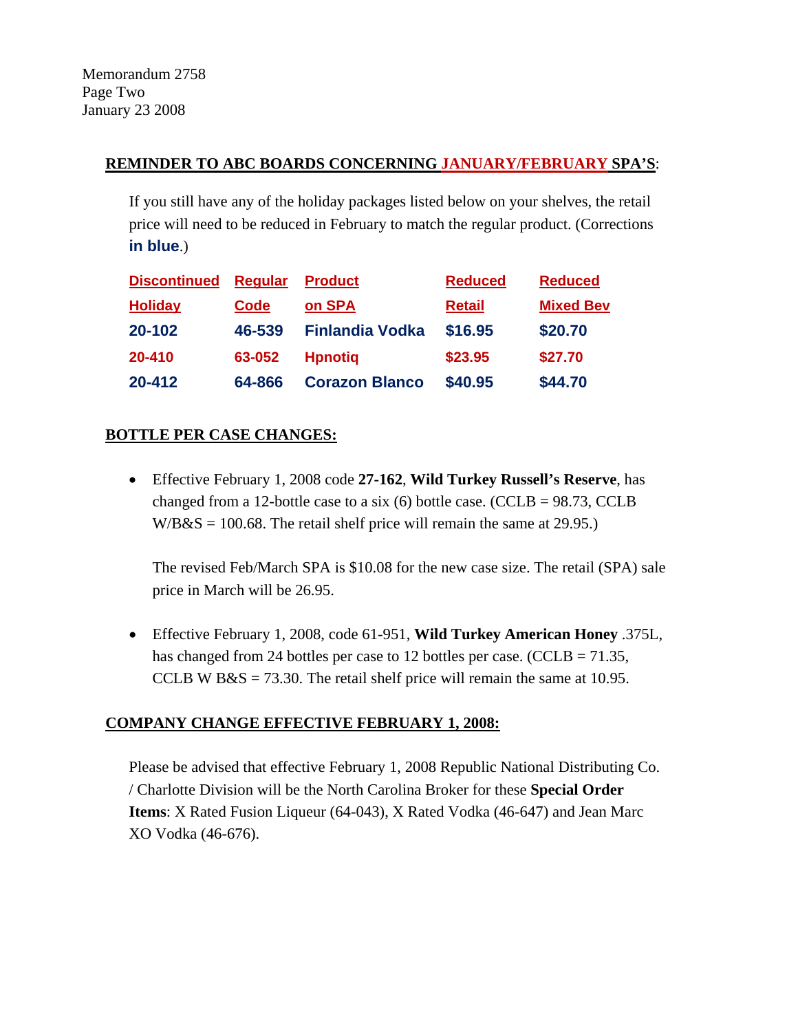Memorandum 2758
Page Two
January 23 2008

**REMINDER TO ABC BOARDS CONCERNING JANUARY/FEBRUARY SPA'S**:

If you still have any of the holiday packages listed below on your shelves, the retail price will need to be reduced in February to match the regular product. (Corrections **in blue**.)

| Discontinued Holiday | Regular Code | Product on SPA | Reduced Retail | Reduced Mixed Bev |
|---|---|---|---|---|
| **20-102** | **46-539** | **Finlandia Vodka** | **$16.95** | **$20.70** |
| **20-410** | **63-052** | **Hpnotiq** | **$23.95** | **$27.70** |
| **20-412** | **64-866** | **Corazon Blanco** | **$40.95** | **$44.70** |

**BOTTLE PER CASE CHANGES:**

- Effective February 1, 2008 code **27-162**, **Wild Turkey Russell's Reserve**, has changed from a 12-bottle case to a six (6) bottle case. (CCLB = 98.73, CCLB W/B&S = 100.68. The retail shelf price will remain the same at 29.95.)

  The revised Feb/March SPA is $10.08 for the new case size. The retail (SPA) sale price in March will be 26.95.

- Effective February 1, 2008, code 61-951, **Wild Turkey American Honey** .375L, has changed from 24 bottles per case to 12 bottles per case. (CCLB = 71.35, CCLB W B&S = 73.30. The retail shelf price will remain the same at 10.95.

**COMPANY CHANGE EFFECTIVE FEBRUARY 1, 2008:**

Please be advised that effective February 1, 2008 Republic National Distributing Co. / Charlotte Division will be the North Carolina Broker for these **Special Order Items**: X Rated Fusion Liqueur (64-043), X Rated Vodka (46-647) and Jean Marc XO Vodka (46-676).